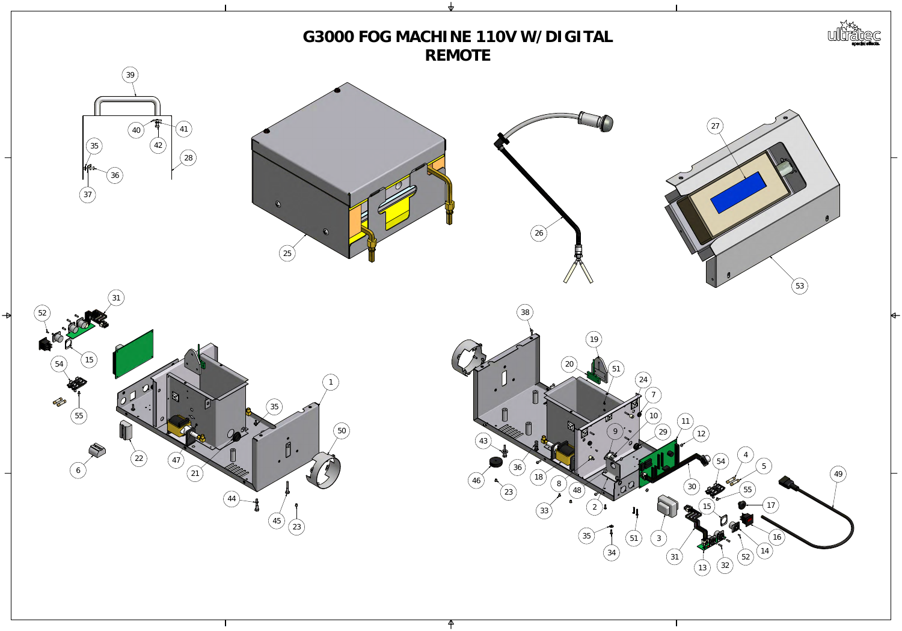# G3000 FOG MACHINE 110V W/ DIGITAL REMOTE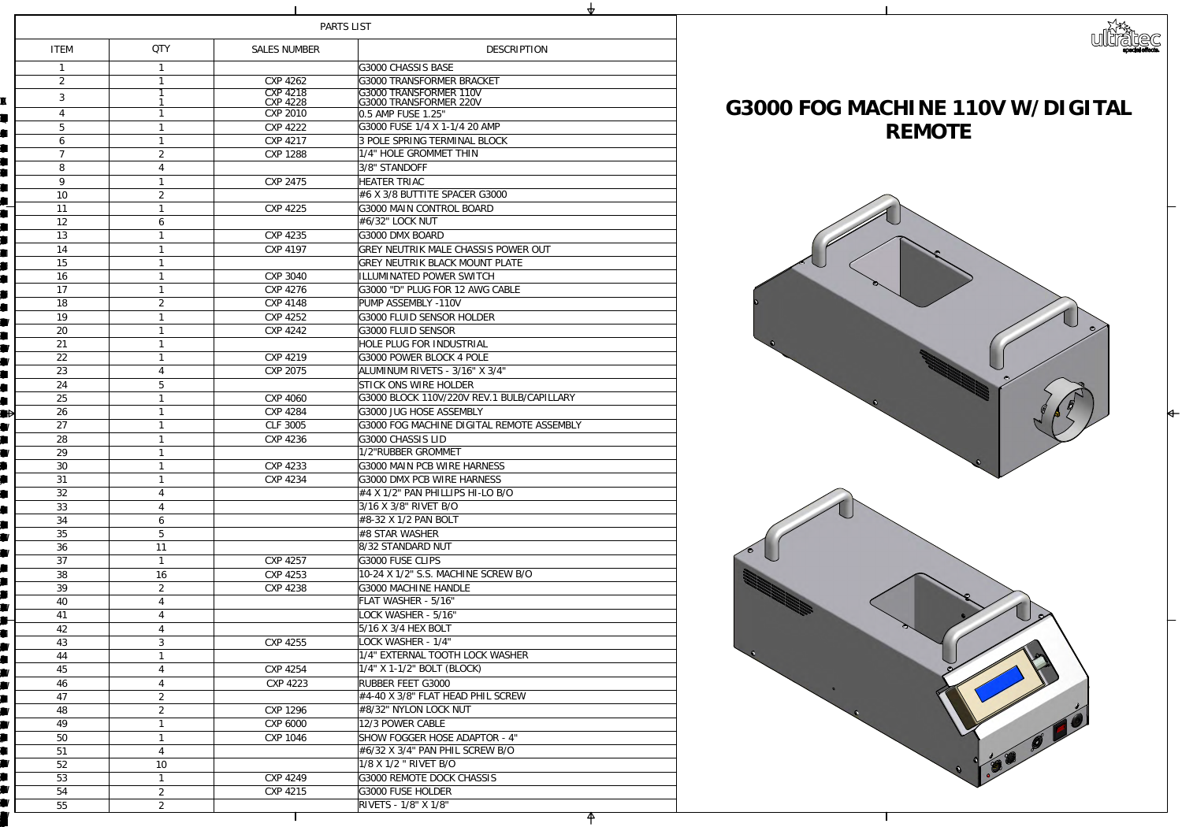# G3000 FOG MACHINE 110V W/DIGITAL REMOTE

## PARTS LIST

| ITEM | QTY | SALES NUMBER | DESCRIPTION |
|---|---|---|---|
| 1 | 1 | | G3000 CHASSIS BASE |
| 2 | 1 | CXP 4262 | G3000 TRANSFORMER BRACKET |
| 3 | 1<br>1 | CXP 4218<br>CXP 4228 | G3000 TRANSFORMER 110V<br>G3000 TRANSFORMER 220V |
| 4 | 1 | CXP 2010 | 0.5 AMP FUSE 1.25" |
| 5 | 1 | CXP 4222 | G3000 FUSE 1/4 X 1-1/4 20 AMP |
| 6 | 1 | CXP 4217 | 3 POLE SPRING TERMINAL BLOCK |
| 7 | 2 | CXP 1288 | 1/4" HOLE GROMMET THIN |
| 8 | 4 | | 3/8" STANDOFF |
| 9 | 1 | CXP 2475 | HEATER TRIAC |
| 10 | 2 | | #6 X 3/8 BUTTITE SPACER G3000 |
| 11 | 1 | CXP 4225 | G3000 MAIN CONTROL BOARD |
| 12 | 6 | | #6/32" LOCK NUT |
| 13 | 1 | CXP 4235 | G3000 DMX BOARD |
| 14 | 1 | CXP 4197 | GREY NEUTRIK MALE CHASSIS POWER OUT |
| 15 | 1 | | GREY NEUTRIK BLACK MOUNT PLATE |
| 16 | 1 | CXP 3040 | ILLUMINATED POWER SWITCH |
| 17 | 1 | CXP 4276 | G3000 "D" PLUG FOR 12 AWG CABLE |
| 18 | 2 | CXP 4148 | PUMP ASSEMBLY -110V |
| 19 | 1 | CXP 4252 | G3000 FLUID SENSOR HOLDER |
| 20 | 1 | CXP 4242 | G3000 FLUID SENSOR |
| 21 | 1 | | HOLE PLUG FOR INDUSTRIAL |
| 22 | 1 | CXP 4219 | G3000 POWER BLOCK 4 POLE |
| 23 | 4 | CXP 2075 | ALUMINUM RIVETS - 3/16" X 3/4" |
| 24 | 5 | | STICK ONS WIRE HOLDER |
| 25 | 1 | CXP 4060 | G3000 BLOCK 110V/220V REV.1 BULB/CAPILLARY |
| 26 | 1 | CXP 4284 | G3000 JUG HOSE ASSEMBLY |
| 27 | 1 | CLF 3005 | G3000 FOG MACHINE DIGITAL REMOTE ASSEMBLY |
| 28 | 1 | CXP 4236 | G3000 CHASSIS LID |
| 29 | 1 | | 1/2"RUBBER GROMMET |
| 30 | 1 | CXP 4233 | G3000 MAIN PCB WIRE HARNESS |
| 31 | 1 | CXP 4234 | G3000 DMX PCB WIRE HARNESS |
| 32 | 4 | | #4 X 1/2" PAN PHILLIPS HI-LO B/O |
| 33 | 4 | | 3/16 X 3/8" RIVET B/O |
| 34 | 6 | | #8-32 X 1/2 PAN BOLT |
| 35 | 5 | | #8 STAR WASHER |
| 36 | 11 | | 8/32 STANDARD NUT |
| 37 | 1 | CXP 4257 | G3000 FUSE CLIPS |
| 38 | 16 | CXP 4253 | 10-24 X 1/2" S.S. MACHINE SCREW B/O |
| 39 | 2 | CXP 4238 | G3000 MACHINE HANDLE |
| 40 | 4 | | FLAT WASHER - 5/16" |
| 41 | 4 | | LOCK WASHER - 5/16" |
| 42 | 4 | | 5/16 X 3/4 HEX BOLT |
| 43 | 3 | CXP 4255 | LOCK WASHER - 1/4" |
| 44 | 1 | | 1/4" EXTERNAL TOOTH LOCK WASHER |
| 45 | 4 | CXP 4254 | 1/4" X 1-1/2" BOLT (BLOCK) |
| 46 | 4 | CXP 4223 | RUBBER FEET G3000 |
| 47 | 2 | | #4-40 X 3/8" FLAT HEAD PHIL SCREW |
| 48 | 2 | CXP 1296 | #8/32" NYLON LOCK NUT |
| 49 | 1 | CXP 6000 | 12/3 POWER CABLE |
| 50 | 1 | CXP 1046 | SHOW FOGGER HOSE ADAPTOR - 4" |
| 51 | 4 | | #6/32 X 3/4" PAN PHIL SCREW B/O |
| 52 | 10 | | 1/8 X 1/2 " RIVET B/O |
| 53 | 1 | CXP 4249 | G3000 REMOTE DOCK CHASSIS |
| 54 | 2 | CXP 4215 | G3000 FUSE HOLDER |
| 55 | 2 | | RIVETS - 1/8" X 1/8" |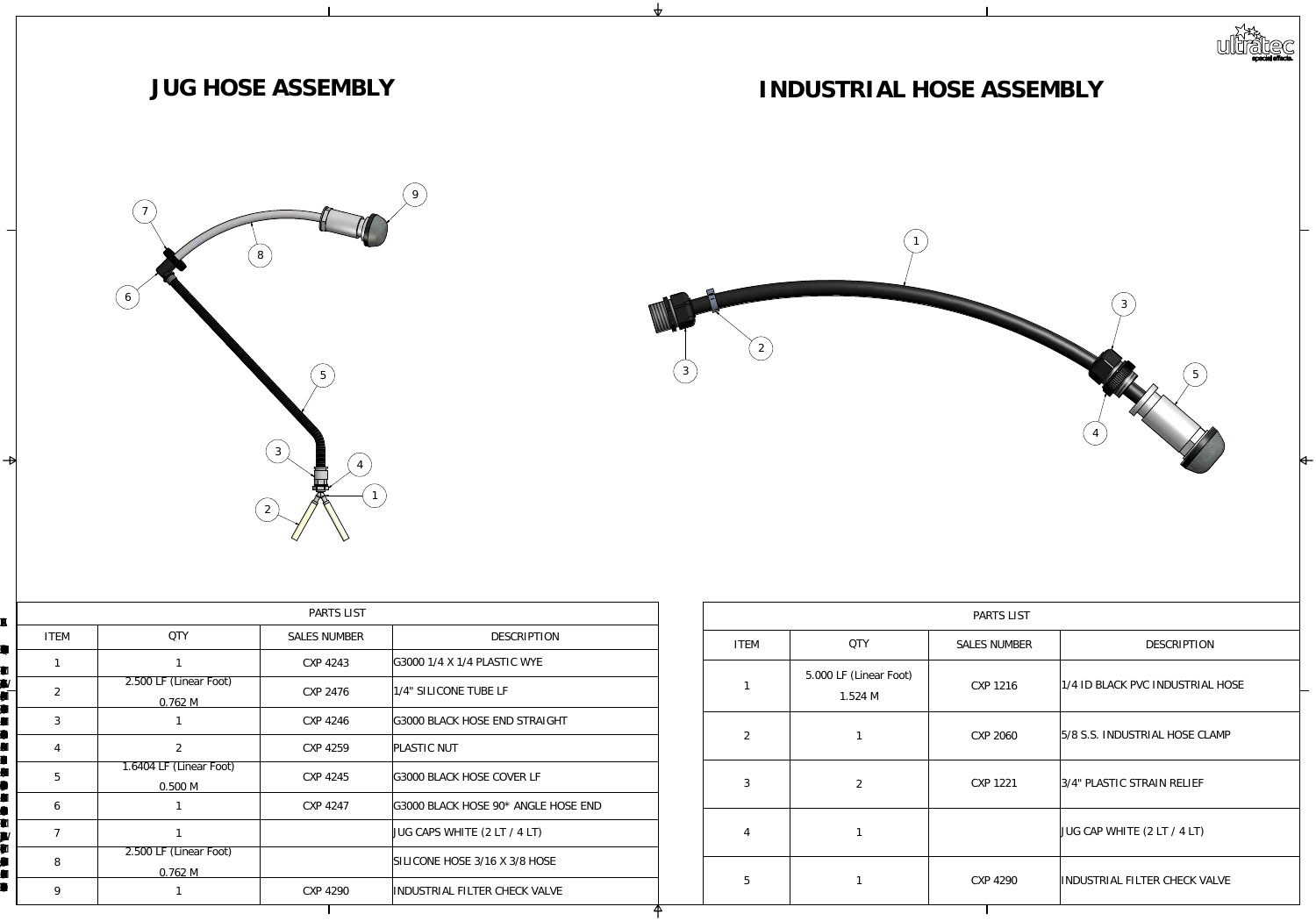# JUG HOSE ASSEMBLY

| PARTS LIST | | | |
|---|---|---|---|
| ITEM | QTY | SALES NUMBER | DESCRIPTION |
| 1 | 1 | CXP 4243 | G3000 1/4 X 1/4 PLASTIC WYE |
| 2 | 2.500 LF (Linear Foot) 0.762 M | CXP 2476 | 1/4" SILICONE TUBE LF |
| 3 | 1 | CXP 4246 | G3000 BLACK HOSE END STRAIGHT |
| 4 | 2 | CXP 4259 | PLASTIC NUT |
| 5 | 1.6404 LF (Linear Foot) 0.500 M | CXP 4245 | G3000 BLACK HOSE COVER LF |
| 6 | 1 | CXP 4247 | G3000 BLACK HOSE 90* ANGLE HOSE END |
| 7 | 1 | | JUG CAPS WHITE (2 LT / 4 LT) |
| 8 | 2.500 LF (Linear Foot) 0.762 M | | SILICONE HOSE 3/16 X 3/8 HOSE |
| 9 | 1 | CXP 4290 | INDUSTRIAL FILTER CHECK VALVE |

# INDUSTRIAL HOSE ASSEMBLY

| PARTS LIST | | | |
|---|---|---|---|
| ITEM | QTY | SALES NUMBER | DESCRIPTION |
| 1 | 5.000 LF (Linear Foot) 1.524 M | CXP 1216 | 1/4 ID BLACK PVC INDUSTRIAL HOSE |
| 2 | 1 | CXP 2060 | 5/8 S.S. INDUSTRIAL HOSE CLAMP |
| 3 | 2 | CXP 1221 | 3/4" PLASTIC STRAIN RELIEF |
| 4 | 1 | | JUG CAP WHITE (2 LT / 4 LT) |
| 5 | 1 | CXP 4290 | INDUSTRIAL FILTER CHECK VALVE |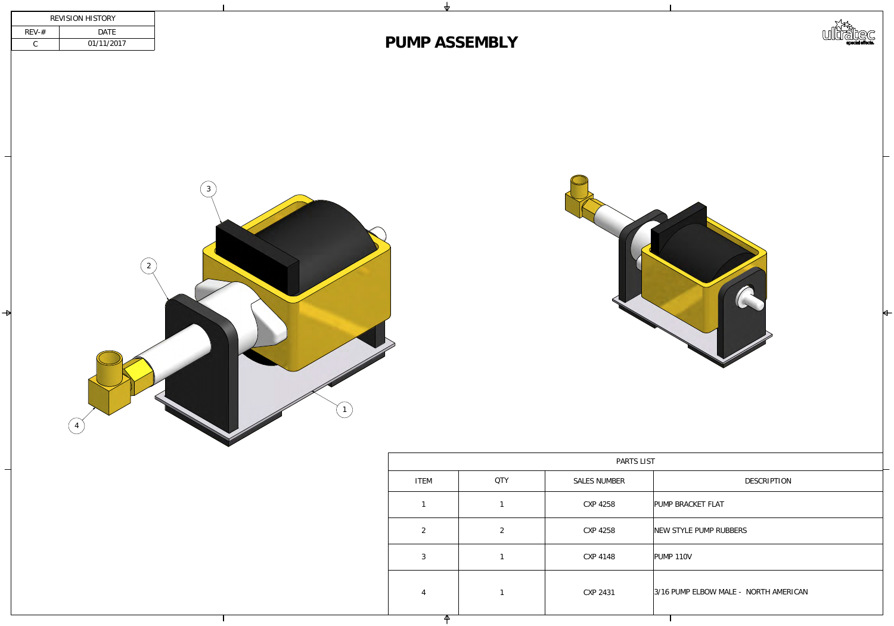| REVISION HISTORY | |
| --- | --- |
| REV-# | DATE |
| C | 01/11/2017 |

# PUMP ASSEMBLY

ultratec special effects

1

2

3

4

| PARTS LIST | | | |
| --- | --- | --- | --- |
| ITEM | QTY | SALES NUMBER | DESCRIPTION |
| 1 | 1 | CXP 4258 | PUMP BRACKET FLAT |
| 2 | 2 | CXP 4258 | NEW STYLE PUMP RUBBERS |
| 3 | 1 | CXP 4148 | PUMP 110V |
| 4 | 1 | CXP 2431 | 3/16 PUMP ELBOW MALE - NORTH AMERICAN |